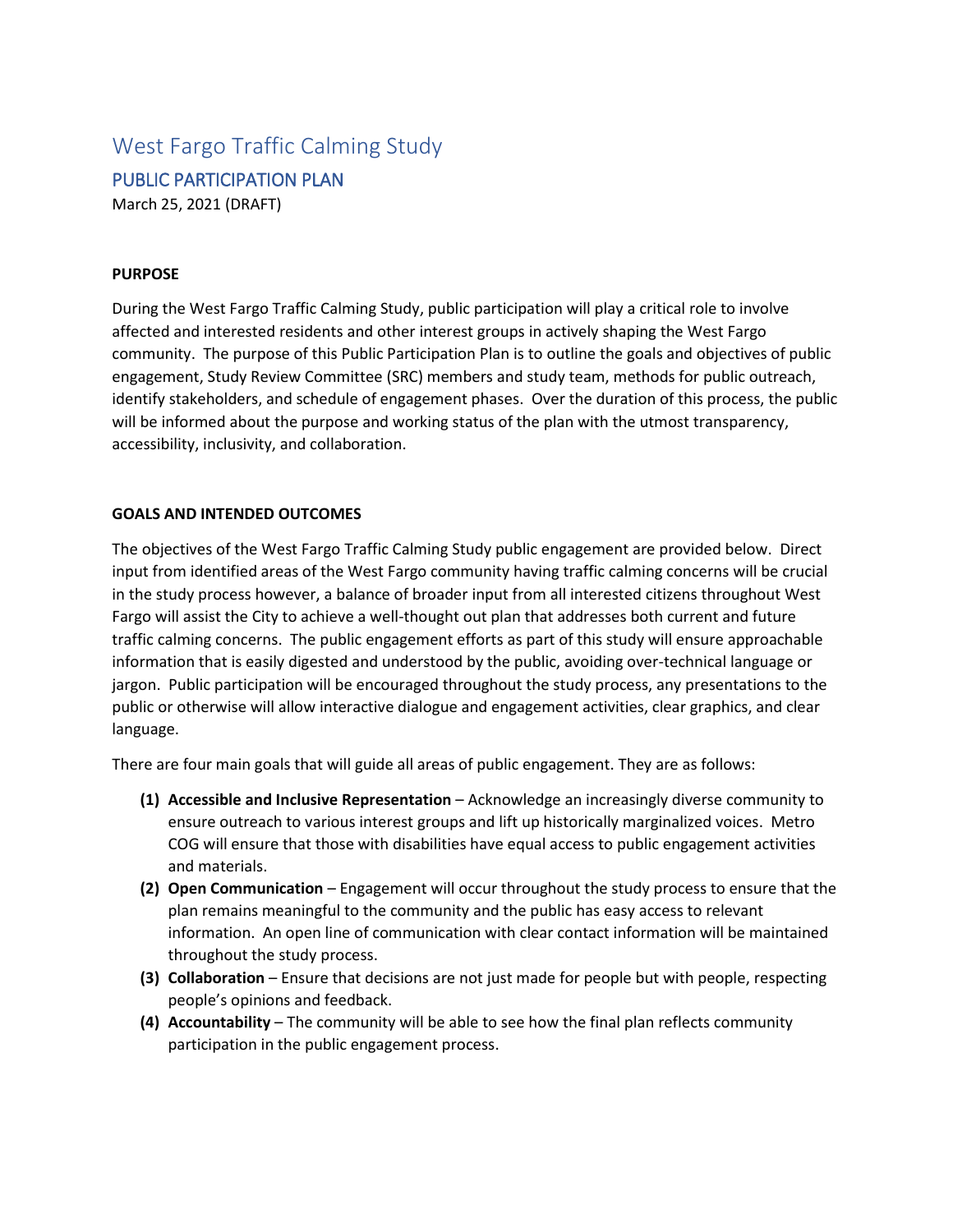# West Fargo Traffic Calming Study

## PUBLIC PARTICIPATION PLAN

March 25, 2021 (DRAFT)

### PURPOSE

During the West Fargo Traffic Calming Study, public participation will play a critical role to involve affected and interested residents and other interest groups in actively shaping the West Fargo community. The purpose of this Public Participation Plan is to outline the goals and objectives of public engagement, Study Review Committee (SRC) members and study team, methods for public outreach, identify stakeholders, and schedule of engagement phases. Over the duration of this process, the public will be informed about the purpose and working status of the plan with the utmost transparency, accessibility, inclusivity, and collaboration.

### GOALS AND INTENDED OUTCOMES

The objectives of the West Fargo Traffic Calming Study public engagement are provided below. Direct input from identified areas of the West Fargo community having traffic calming concerns will be crucial in the study process however, a balance of broader input from all interested citizens throughout West Fargo will assist the City to achieve a well-thought out plan that addresses both current and future traffic calming concerns. The public engagement efforts as part of this study will ensure approachable information that is easily digested and understood by the public, avoiding over-technical language or jargon. Public participation will be encouraged throughout the study process, any presentations to the public or otherwise will allow interactive dialogue and engagement activities, clear graphics, and clear language.

There are four main goals that will guide all areas of public engagement. They are as follows:

1. **Accessible and Inclusive Representation** – Acknowledge an increasingly diverse community to ensure outreach to various interest groups and lift up historically marginalized voices. Metro COG will ensure that those with disabilities have equal access to public engagement activities and materials.
2. **Open Communication** – Engagement will occur throughout the study process to ensure that the plan remains meaningful to the community and the public has easy access to relevant information. An open line of communication with clear contact information will be maintained throughout the study process.
3. **Collaboration** – Ensure that decisions are not just made for people but with people, respecting people's opinions and feedback.
4. **Accountability** – The community will be able to see how the final plan reflects community participation in the public engagement process.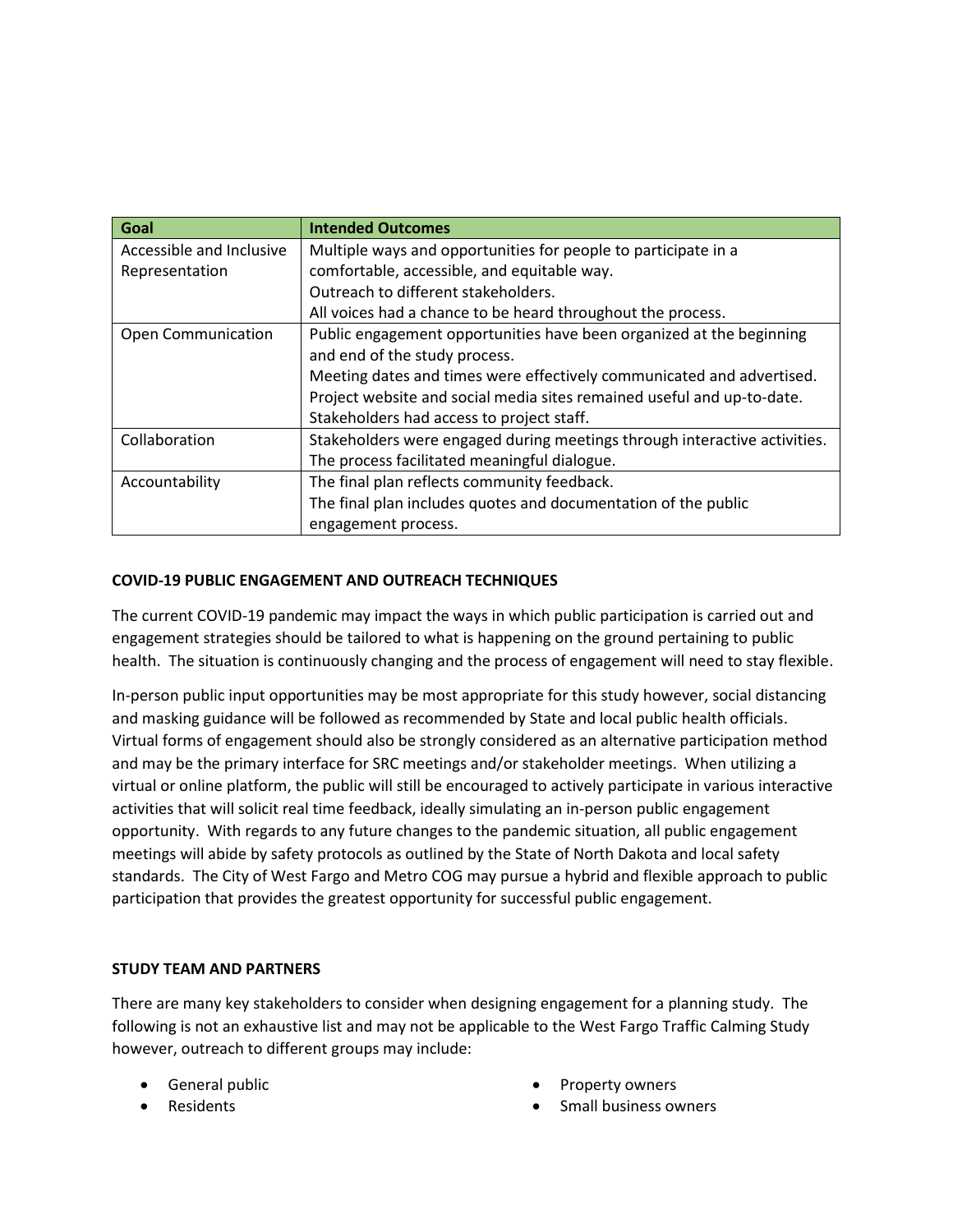| Goal | Intended Outcomes |
|---|---|
| Accessible and Inclusive Representation | Multiple ways and opportunities for people to participate in a comfortable, accessible, and equitable way.<br>Outreach to different stakeholders.<br>All voices had a chance to be heard throughout the process. |
| Open Communication | Public engagement opportunities have been organized at the beginning and end of the study process.<br>Meeting dates and times were effectively communicated and advertised.<br>Project website and social media sites remained useful and up-to-date.<br>Stakeholders had access to project staff. |
| Collaboration | Stakeholders were engaged during meetings through interactive activities.<br>The process facilitated meaningful dialogue. |
| Accountability | The final plan reflects community feedback.<br>The final plan includes quotes and documentation of the public engagement process. |

**COVID-19 PUBLIC ENGAGEMENT AND OUTREACH TECHNIQUES**

The current COVID-19 pandemic may impact the ways in which public participation is carried out and engagement strategies should be tailored to what is happening on the ground pertaining to public health. The situation is continuously changing and the process of engagement will need to stay flexible.

In-person public input opportunities may be most appropriate for this study however, social distancing and masking guidance will be followed as recommended by State and local public health officials. Virtual forms of engagement should also be strongly considered as an alternative participation method and may be the primary interface for SRC meetings and/or stakeholder meetings. When utilizing a virtual or online platform, the public will still be encouraged to actively participate in various interactive activities that will solicit real time feedback, ideally simulating an in-person public engagement opportunity. With regards to any future changes to the pandemic situation, all public engagement meetings will abide by safety protocols as outlined by the State of North Dakota and local safety standards. The City of West Fargo and Metro COG may pursue a hybrid and flexible approach to public participation that provides the greatest opportunity for successful public engagement.

**STUDY TEAM AND PARTNERS**

There are many key stakeholders to consider when designing engagement for a planning study. The following is not an exhaustive list and may not be applicable to the West Fargo Traffic Calming Study however, outreach to different groups may include:

- General public
- Residents
- Property owners
- Small business owners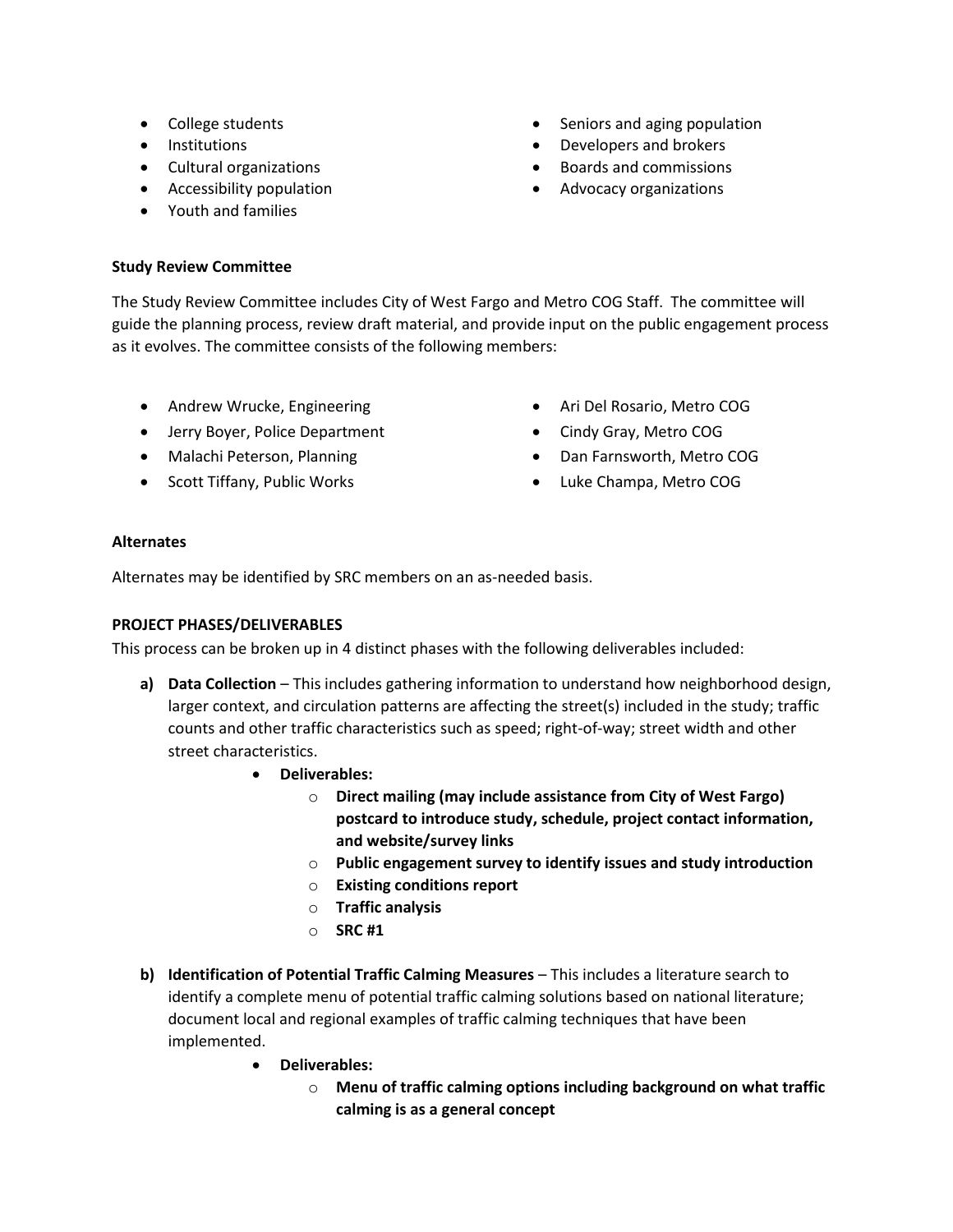- College students
- Institutions
- Cultural organizations
- Accessibility population
- Youth and families
- Seniors and aging population
- Developers and brokers
- Boards and commissions
- Advocacy organizations

**Study Review Committee**

The Study Review Committee includes City of West Fargo and Metro COG Staff. The committee will guide the planning process, review draft material, and provide input on the public engagement process as it evolves. The committee consists of the following members:

- Andrew Wrucke, Engineering
- Jerry Boyer, Police Department
- Malachi Peterson, Planning
- Scott Tiffany, Public Works
- Ari Del Rosario, Metro COG
- Cindy Gray, Metro COG
- Dan Farnsworth, Metro COG
- Luke Champa, Metro COG

**Alternates**

Alternates may be identified by SRC members on an as-needed basis.

**PROJECT PHASES/DELIVERABLES**

This process can be broken up in 4 distinct phases with the following deliverables included:

**a) Data Collection** – This includes gathering information to understand how neighborhood design, larger context, and circulation patterns are affecting the street(s) included in the study; traffic counts and other traffic characteristics such as speed; right-of-way; street width and other street characteristics.

- **Deliverables:**
    - **Direct mailing (may include assistance from City of West Fargo) postcard to introduce study, schedule, project contact information, and website/survey links**
    - **Public engagement survey to identify issues and study introduction**
    - **Existing conditions report**
    - **Traffic analysis**
    - **SRC #1**

**b) Identification of Potential Traffic Calming Measures** – This includes a literature search to identify a complete menu of potential traffic calming solutions based on national literature; document local and regional examples of traffic calming techniques that have been implemented.

- **Deliverables:**
    - **Menu of traffic calming options including background on what traffic calming is as a general concept**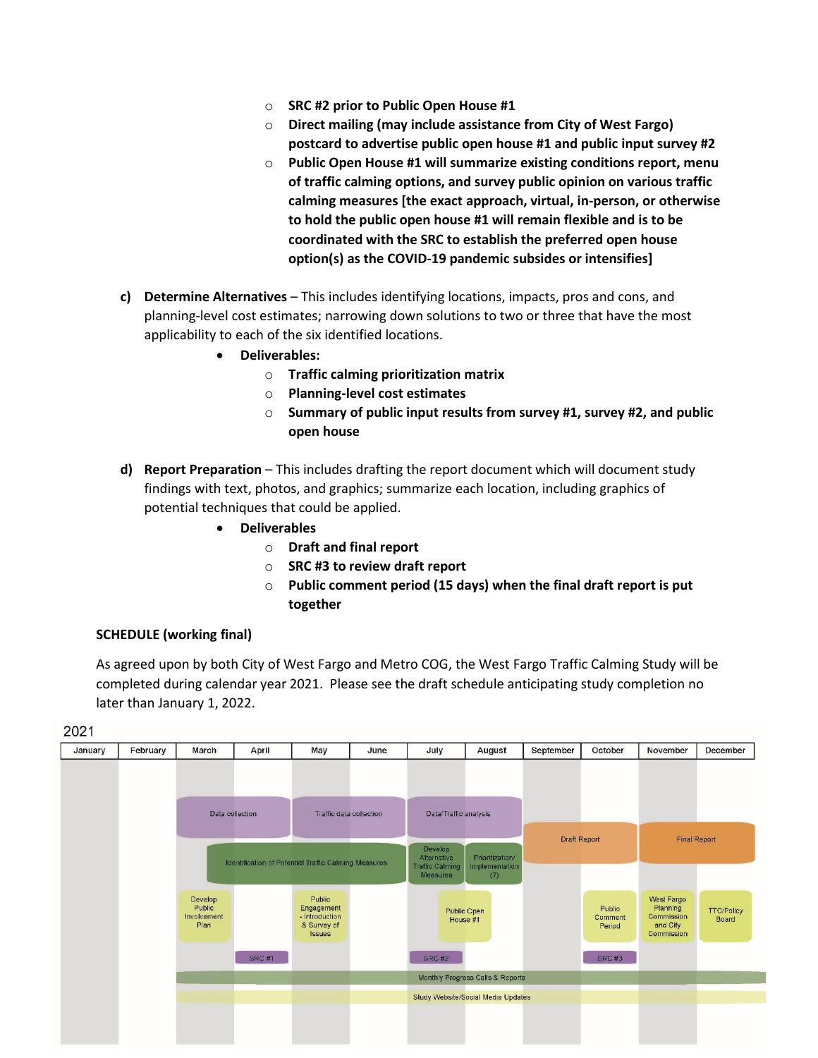- **SRC #2 prior to Public Open House #1**
  - **Direct mailing (may include assistance from City of West Fargo) postcard to advertise public open house #1 and public input survey #2**
  - **Public Open House #1 will summarize existing conditions report, menu of traffic calming options, and survey public opinion on various traffic calming measures [the exact approach, virtual, in-person, or otherwise to hold the public open house #1 will remain flexible and is to be coordinated with the SRC to establish the preferred open house option(s) as the COVID-19 pandemic subsides or intensifies]**

c) **Determine Alternatives** – This includes identifying locations, impacts, pros and cons, and planning-level cost estimates; narrowing down solutions to two or three that have the most applicability to each of the six identified locations.

- **Deliverables:**
  - **Traffic calming prioritization matrix**
  - **Planning-level cost estimates**
  - **Summary of public input results from survey #1, survey #2, and public open house**

d) **Report Preparation** – This includes drafting the report document which will document study findings with text, photos, and graphics; summarize each location, including graphics of potential techniques that could be applied.

- **Deliverables**
  - **Draft and final report**
  - **SRC #3 to review draft report**
  - **Public comment period (15 days) when the final draft report is put together**

**SCHEDULE (working final)**

As agreed upon by both City of West Fargo and Metro COG, the West Fargo Traffic Calming Study will be completed during calendar year 2021. Please see the draft schedule anticipating study completion no later than January 1, 2022.

2021

January, February, March, April, May, June, July, August, September, October, November, December

Data collection

Traffic data collection

Data/Traffic analysis

Draft Report

Final Report

Identification of Potential Traffic Calming Measures

Develop Alternative Traffic Calming Measures

Prioritization/ Implementation (?)

Develop Public Involvement Plan

Public Engagement - Introduction & Survey of Issues

Public Open House #1

Public Comment Period

West Fargo Planning Commission and City Commission

TTC/Policy Board

SRC #1

SRC #2

SRC #3

Monthly Progress Calls & Reports

Study Website/Social Media Updates